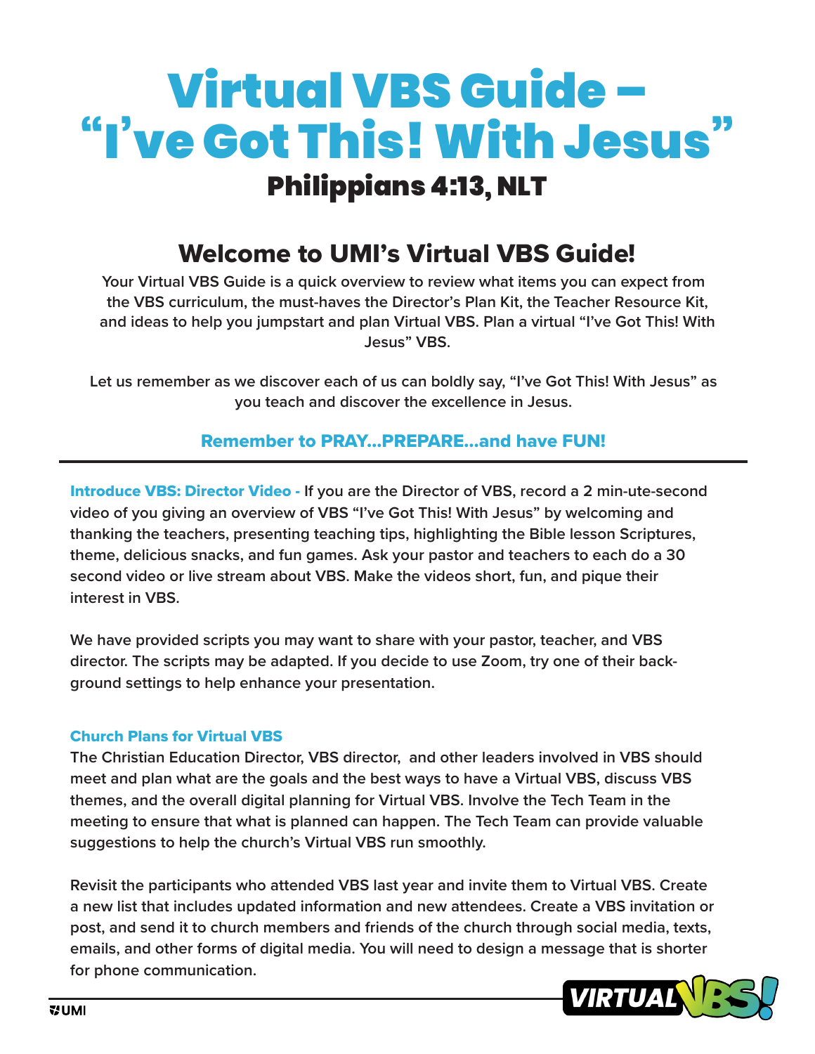# Virtual VBS Guide – "I've Got This! With Jesus"

## Philippians 4:13, NLT

## Welcome to UMI's Virtual VBS Guide!

**Your Virtual VBS Guide is a quick overview to review what items you can expect from the VBS curriculum, the must-haves the Director's Plan Kit, the Teacher Resource Kit, and ideas to help you jumpstart and plan Virtual VBS. Plan a virtual "I've Got This! With Jesus" VBS.**

**Let us remember as we discover each of us can boldly say, "I've Got This! With Jesus" as you teach and discover the excellence in Jesus.**

**Remember to PRAY…PREPARE…and have FUN!**

---

**Introduce VBS: Director Video -** If you are the Director of VBS, record a 2 min-ute-second video of you giving an overview of VBS "I've Got This! With Jesus" by welcoming and thanking the teachers, presenting teaching tips, highlighting the Bible lesson Scriptures, theme, delicious snacks, and fun games. Ask your pastor and teachers to each do a 30 second video or live stream about VBS. Make the videos short, fun, and pique their interest in VBS.

We have provided scripts you may want to share with your pastor, teacher, and VBS director. The scripts may be adapted. If you decide to use Zoom, try one of their back-ground settings to help enhance your presentation.

### Church Plans for Virtual VBS

The Christian Education Director, VBS director, and other leaders involved in VBS should meet and plan what are the goals and the best ways to have a Virtual VBS, discuss VBS themes, and the overall digital planning for Virtual VBS. Involve the Tech Team in the meeting to ensure that what is planned can happen. The Tech Team can provide valuable suggestions to help the church's Virtual VBS run smoothly.

Revisit the participants who attended VBS last year and invite them to Virtual VBS. Create a new list that includes updated information and new attendees. Create a VBS invitation or post, and send it to church members and friends of the church through social media, texts, emails, and other forms of digital media. You will need to design a message that is shorter for phone communication.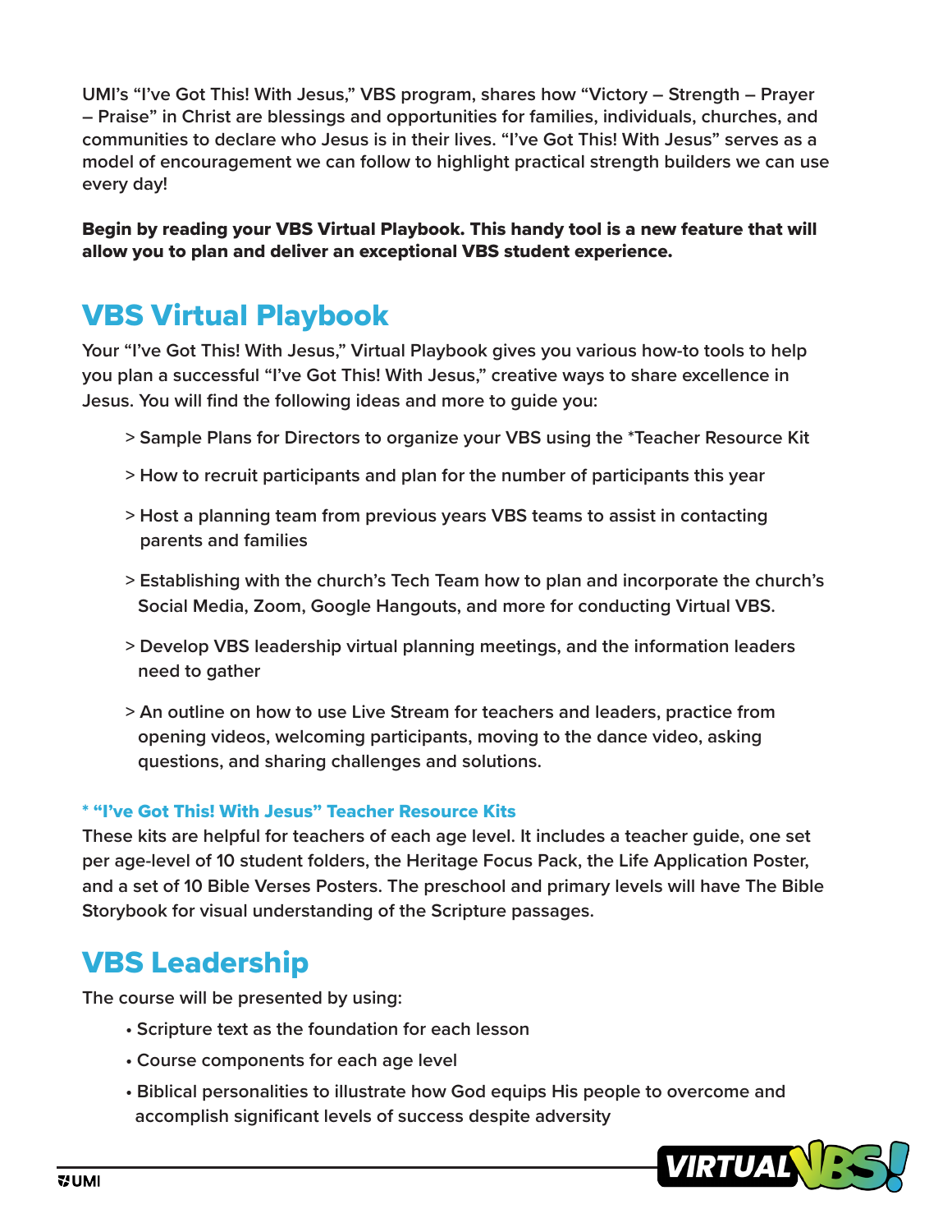UMI's "I've Got This! With Jesus," VBS program, shares how "Victory – Strength – Prayer – Praise" in Christ are blessings and opportunities for families, individuals, churches, and communities to declare who Jesus is in their lives. "I've Got This! With Jesus" serves as a model of encouragement we can follow to highlight practical strength builders we can use every day!

**Begin by reading your VBS Virtual Playbook. This handy tool is a new feature that will allow you to plan and deliver an exceptional VBS student experience.**

## VBS Virtual Playbook

Your "I've Got This! With Jesus," Virtual Playbook gives you various how-to tools to help you plan a successful "I've Got This! With Jesus," creative ways to share excellence in Jesus. You will find the following ideas and more to guide you:

> Sample Plans for Directors to organize your VBS using the *Teacher Resource Kit

> How to recruit participants and plan for the number of participants this year

> Host a planning team from previous years VBS teams to assist in contacting parents and families

> Establishing with the church's Tech Team how to plan and incorporate the church's Social Media, Zoom, Google Hangouts, and more for conducting Virtual VBS.

> Develop VBS leadership virtual planning meetings, and the information leaders need to gather

> An outline on how to use Live Stream for teachers and leaders, practice from opening videos, welcoming participants, moving to the dance video, asking questions, and sharing challenges and solutions.

**\* "I've Got This! With Jesus" Teacher Resource Kits**

These kits are helpful for teachers of each age level. It includes a teacher guide, one set per age-level of 10 student folders, the Heritage Focus Pack, the Life Application Poster, and a set of 10 Bible Verses Posters. The preschool and primary levels will have The Bible Storybook for visual understanding of the Scripture passages.

## VBS Leadership

The course will be presented by using:

- Scripture text as the foundation for each lesson
- Course components for each age level
- Biblical personalities to illustrate how God equips His people to overcome and accomplish significant levels of success despite adversity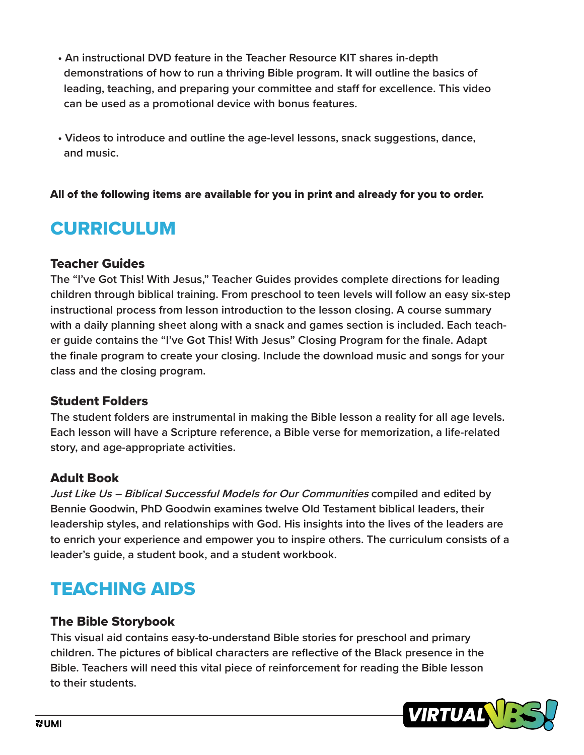- An instructional DVD feature in the Teacher Resource KIT shares in-depth demonstrations of how to run a thriving Bible program. It will outline the basics of leading, teaching, and preparing your committee and staff for excellence. This video can be used as a promotional device with bonus features.

- Videos to introduce and outline the age-level lessons, snack suggestions, dance, and music.

**All of the following items are available for you in print and already for you to order.**

## CURRICULUM

### Teacher Guides

The "I've Got This! With Jesus," Teacher Guides provides complete directions for leading children through biblical training. From preschool to teen levels will follow an easy six-step instructional process from lesson introduction to the lesson closing. A course summary with a daily planning sheet along with a snack and games section is included. Each teacher guide contains the "I've Got This! With Jesus" Closing Program for the finale. Adapt the finale program to create your closing. Include the download music and songs for your class and the closing program.

### Student Folders

The student folders are instrumental in making the Bible lesson a reality for all age levels. Each lesson will have a Scripture reference, a Bible verse for memorization, a life-related story, and age-appropriate activities.

### Adult Book

*Just Like Us – Biblical Successful Models for Our Communities* compiled and edited by Bennie Goodwin, PhD Goodwin examines twelve Old Testament biblical leaders, their leadership styles, and relationships with God. His insights into the lives of the leaders are to enrich your experience and empower you to inspire others. The curriculum consists of a leader's guide, a student book, and a student workbook.

## TEACHING AIDS

### The Bible Storybook

This visual aid contains easy-to-understand Bible stories for preschool and primary children. The pictures of biblical characters are reflective of the Black presence in the Bible. Teachers will need this vital piece of reinforcement for reading the Bible lesson to their students.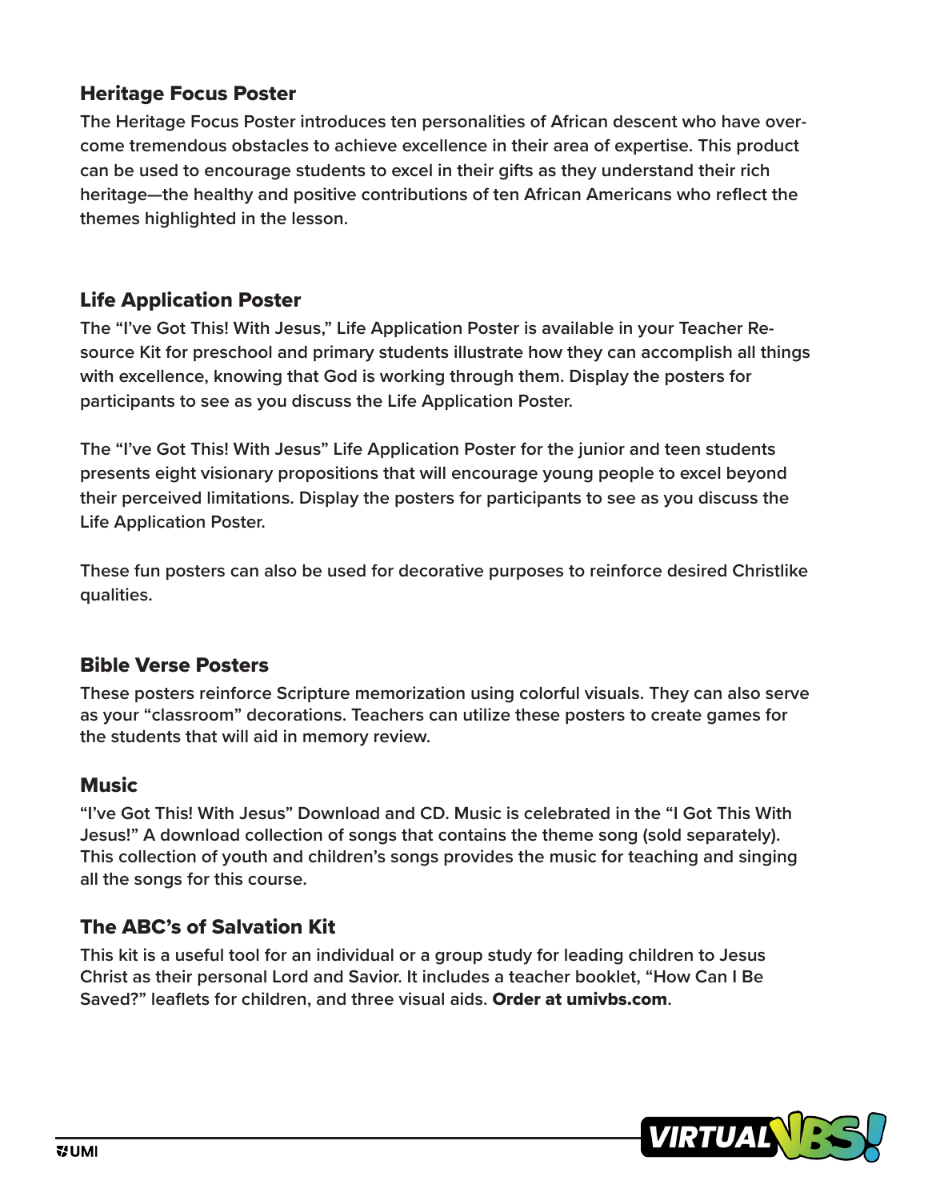## Heritage Focus Poster

The Heritage Focus Poster introduces ten personalities of African descent who have overcome tremendous obstacles to achieve excellence in their area of expertise. This product can be used to encourage students to excel in their gifts as they understand their rich heritage—the healthy and positive contributions of ten African Americans who reflect the themes highlighted in the lesson.

## Life Application Poster

The "I've Got This! With Jesus," Life Application Poster is available in your Teacher Resource Kit for preschool and primary students illustrate how they can accomplish all things with excellence, knowing that God is working through them. Display the posters for participants to see as you discuss the Life Application Poster.

The "I've Got This! With Jesus" Life Application Poster for the junior and teen students presents eight visionary propositions that will encourage young people to excel beyond their perceived limitations. Display the posters for participants to see as you discuss the Life Application Poster.

These fun posters can also be used for decorative purposes to reinforce desired Christlike qualities.

## Bible Verse Posters

These posters reinforce Scripture memorization using colorful visuals. They can also serve as your "classroom" decorations. Teachers can utilize these posters to create games for the students that will aid in memory review.

## Music

"I've Got This! With Jesus" Download and CD. Music is celebrated in the "I Got This With Jesus!" A download collection of songs that contains the theme song (sold separately). This collection of youth and children's songs provides the music for teaching and singing all the songs for this course.

## The ABC's of Salvation Kit

This kit is a useful tool for an individual or a group study for leading children to Jesus Christ as their personal Lord and Savior. It includes a teacher booklet, "How Can I Be Saved?" leaflets for children, and three visual aids. **Order at umivbs.com**.